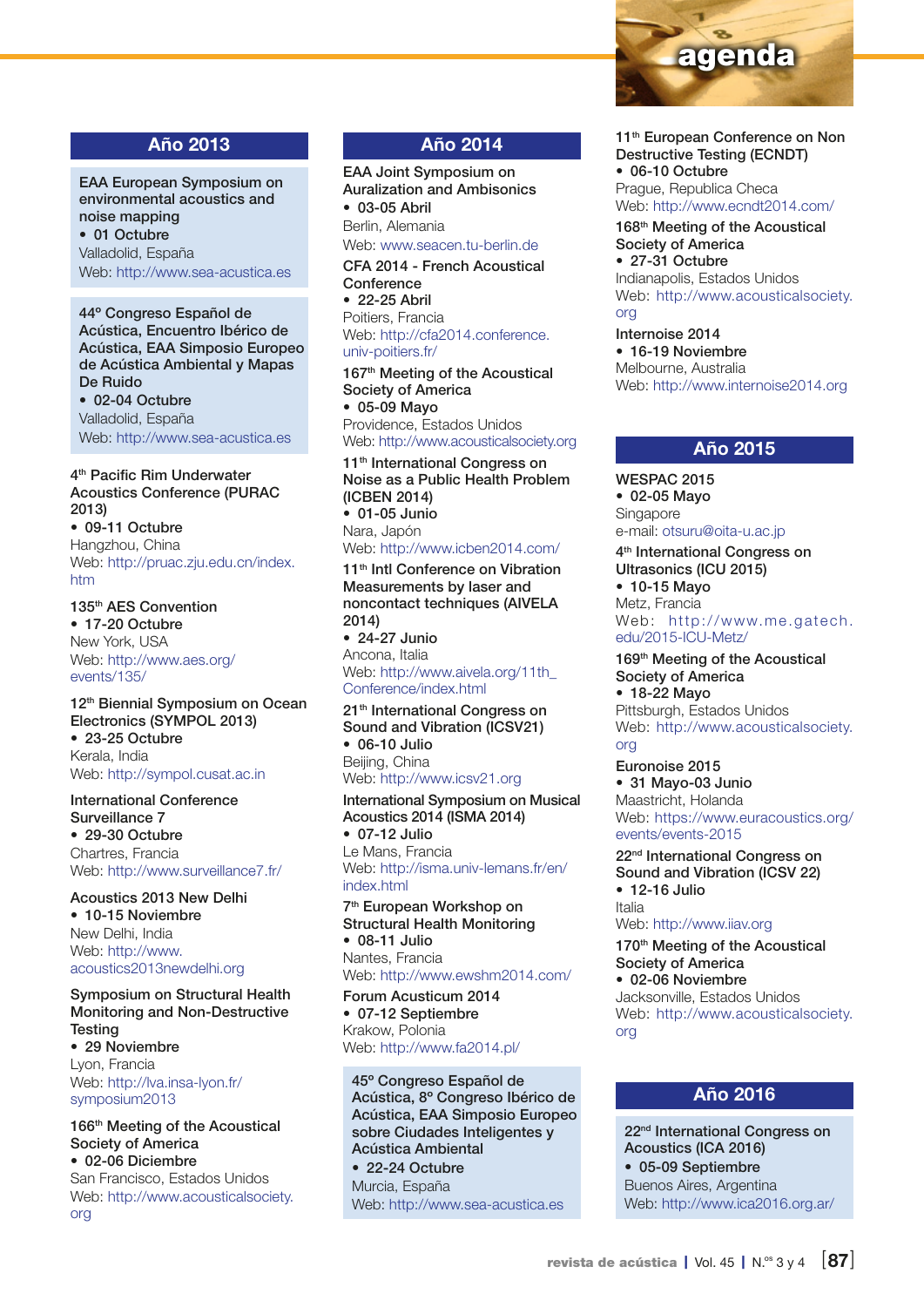# agenda

## Año 2013

**EAA European Symposium on environmental acoustics and noise mapping**
- **01 Octubre**

Valladolid, España
Web: http://www.sea-acustica.es

**44º Congreso Español de Acústica, Encuentro Ibérico de Acústica, EAA Simposio Europeo de Acústica Ambiental y Mapas De Ruido**
- **02-04 Octubre**

Valladolid, España
Web: http://www.sea-acustica.es

**4th Pacific Rim Underwater Acoustics Conference (PURAC 2013)**
- **09-11 Octubre**

Hangzhou, China
Web: http://pruac.zju.edu.cn/index.htm

**135th AES Convention**
- **17-20 Octubre**

New York, USA
Web: http://www.aes.org/events/135/

**12th Biennial Symposium on Ocean Electronics (SYMPOL 2013)**
- **23-25 Octubre**

Kerala, India
Web: http://sympol.cusat.ac.in

**International Conference Surveillance 7**
- **29-30 Octubre**

Chartres, Francia
Web: http://www.surveillance7.fr/

**Acoustics 2013 New Delhi**
- **10-15 Noviembre**

New Delhi, India
Web: http://www.acoustics2013newdelhi.org

**Symposium on Structural Health Monitoring and Non-Destructive Testing**
- **29 Noviembre**

Lyon, Francia
Web: http://lva.insa-lyon.fr/symposium2013

**166th Meeting of the Acoustical Society of America**
- **02-06 Diciembre**

San Francisco, Estados Unidos
Web: http://www.acousticalsociety.org

## Año 2014

**EAA Joint Symposium on Auralization and Ambisonics**
- **03-05 Abril**

Berlin, Alemania
Web: www.seacen.tu-berlin.de

**CFA 2014 - French Acoustical Conference**
- **22-25 Abril**

Poitiers, Francia
Web: http://cfa2014.conference.univ-poitiers.fr/

**167th Meeting of the Acoustical Society of America**
- **05-09 Mayo**

Providence, Estados Unidos
Web: http://www.acousticalsociety.org

**11th International Congress on Noise as a Public Health Problem (ICBEN 2014)**
- **01-05 Junio**

Nara, Japón
Web: http://www.icben2014.com/

**11th Intl Conference on Vibration Measurements by laser and noncontact techniques (AIVELA 2014)**
- **24-27 Junio**

Ancona, Italia
Web: http://www.aivela.org/11th_Conference/index.html

**21th International Congress on Sound and Vibration (ICSV21)**
- **06-10 Julio**

Beijing, China
Web: http://www.icsv21.org

**International Symposium on Musical Acoustics 2014 (ISMA 2014)**
- **07-12 Julio**

Le Mans, Francia
Web: http://isma.univ-lemans.fr/en/index.html

**7th European Workshop on Structural Health Monitoring**
- **08-11 Julio**

Nantes, Francia
Web: http://www.ewshm2014.com/

**Forum Acusticum 2014**
- **07-12 Septiembre**

Krakow, Polonia
Web: http://www.fa2014.pl/

**45º Congreso Español de Acústica, 8º Congreso Ibérico de Acústica, EAA Simposio Europeo sobre Ciudades Inteligentes y Acústica Ambiental**
- **22-24 Octubre**

Murcia, España
Web: http://www.sea-acustica.es

**11th European Conference on Non Destructive Testing (ECNDT)**
- **06-10 Octubre**

Prague, Republica Checa
Web: http://www.ecndt2014.com/

**168th Meeting of the Acoustical Society of America**
- **27-31 Octubre**

Indianapolis, Estados Unidos
Web: http://www.acousticalsociety.org

**Internoise 2014**
- **16-19 Noviembre**

Melbourne, Australia
Web: http://www.internoise2014.org

## Año 2015

**WESPAC 2015**
- **02-05 Mayo**

Singapore
e-mail: otsuru@oita-u.ac.jp

**4th International Congress on Ultrasonics (ICU 2015)**
- **10-15 Mayo**

Metz, Francia
Web: http://www.me.gatech.edu/2015-ICU-Metz/

**169th Meeting of the Acoustical Society of America**
- **18-22 Mayo**

Pittsburgh, Estados Unidos
Web: http://www.acousticalsociety.org

**Euronoise 2015**
- **31 Mayo-03 Junio**

Maastricht, Holanda
Web: https://www.euracoustics.org/events/events-2015

**22nd International Congress on Sound and Vibration (ICSV 22)**
- **12-16 Julio**

Italia
Web: http://www.iiav.org

**170th Meeting of the Acoustical Society of America**
- **02-06 Noviembre**

Jacksonville, Estados Unidos
Web: http://www.acousticalsociety.org

## Año 2016

**22nd International Congress on Acoustics (ICA 2016)**
- **05-09 Septiembre**

Buenos Aires, Argentina
Web: http://www.ica2016.org.ar/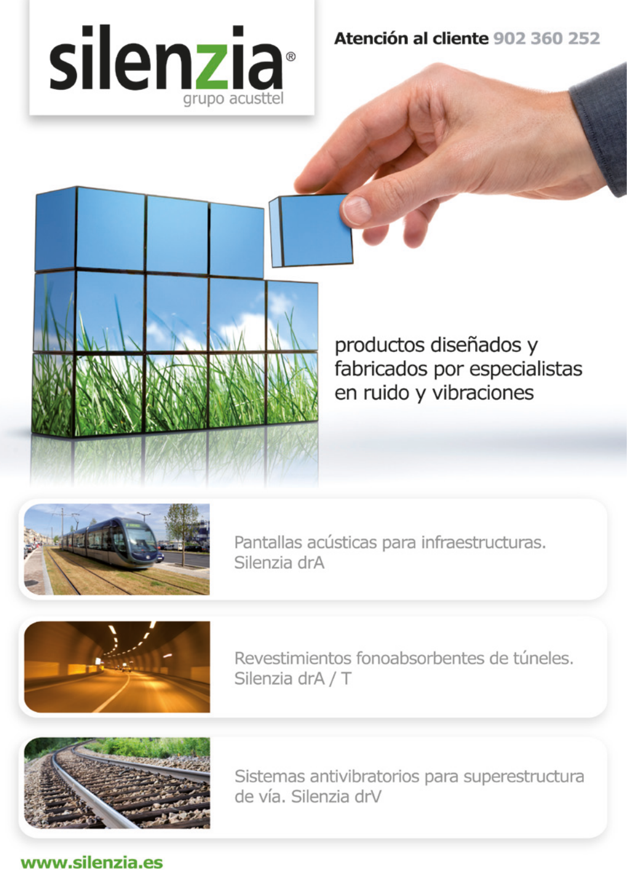# silenzia®

grupo acusttel

**Atención al cliente** 902 360 252

productos diseñados y fabricados por especialistas en ruido y vibraciones

Pantallas acústicas para infraestructuras. Silenzia drA

Revestimientos fonoabsorbentes de túneles. Silenzia drA / T

Sistemas antivibratorios para superestructura de vía. Silenzia drV

**www.silenzia.es**